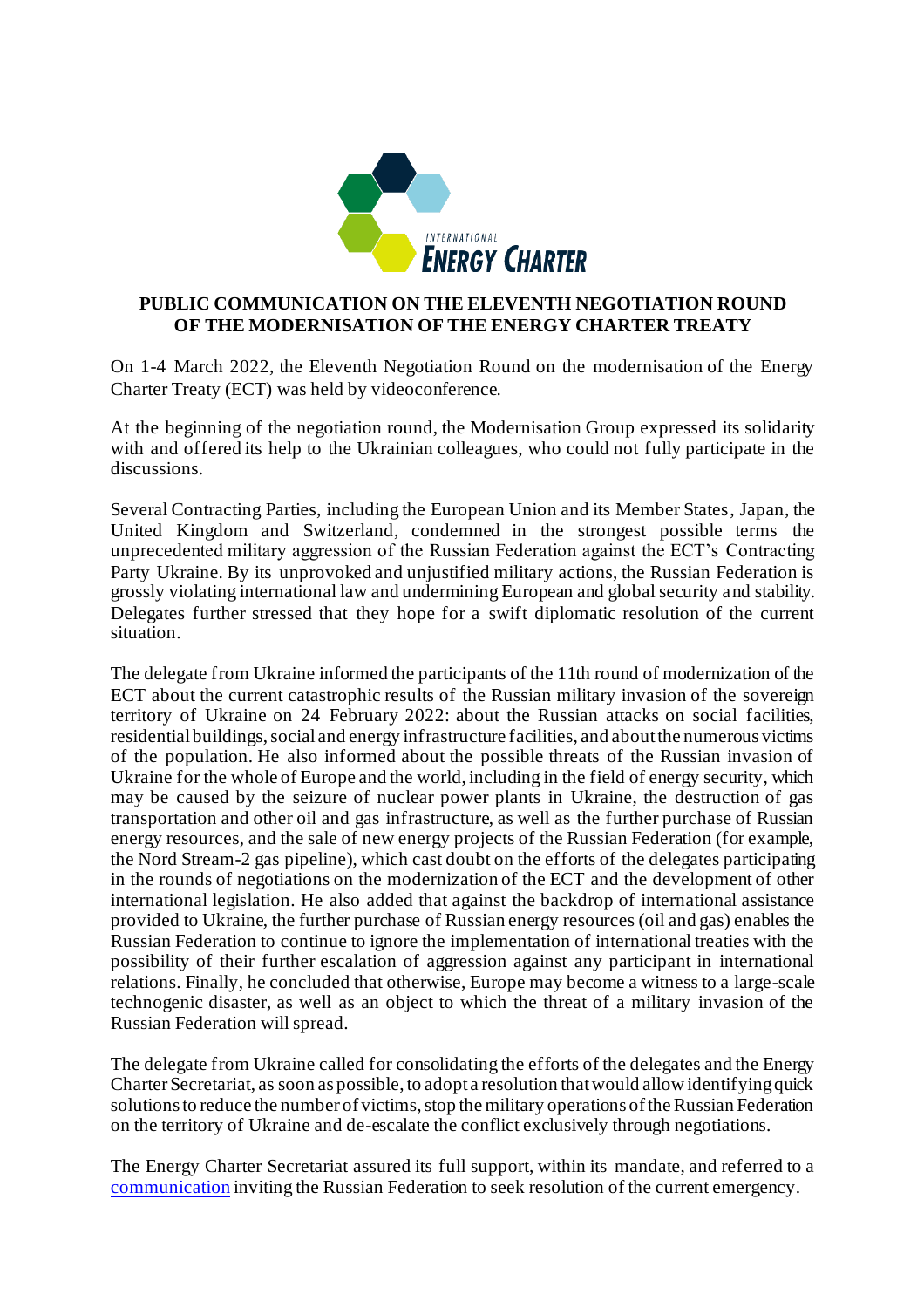# PUBLIC COMMUNICATION ON THE ELEVENTH NEGOTIATION ROUND OF THE MODERNISATION OF THE ENERGY CHARTER TREATY

On 1-4 March 2022, the Eleventh Negotiation Round on the modernisation of the Energy Charter Treaty (ECT) was held by videoconference.

At the beginning of the negotiation round, the Modernisation Group expressed its solidarity with and offered its help to the Ukrainian colleagues, who could not fully participate in the discussions.

Several Contracting Parties, including the European Union and its Member States, Japan, the United Kingdom and Switzerland, condemned in the strongest possible terms the unprecedented military aggression of the Russian Federation against the ECT's Contracting Party Ukraine. By its unprovoked and unjustified military actions, the Russian Federation is grossly violating international law and undermining European and global security and stability. Delegates further stressed that they hope for a swift diplomatic resolution of the current situation.

The delegate from Ukraine informed the participants of the 11th round of modernization of the ECT about the current catastrophic results of the Russian military invasion of the sovereign territory of Ukraine on 24 February 2022: about the Russian attacks on social facilities, residential buildings, social and energy infrastructure facilities, and about the numerous victims of the population. He also informed about the possible threats of the Russian invasion of Ukraine for the whole of Europe and the world, including in the field of energy security, which may be caused by the seizure of nuclear power plants in Ukraine, the destruction of gas transportation and other oil and gas infrastructure, as well as the further purchase of Russian energy resources, and the sale of new energy projects of the Russian Federation (for example, the Nord Stream-2 gas pipeline), which cast doubt on the efforts of the delegates participating in the rounds of negotiations on the modernization of the ECT and the development of other international legislation. He also added that against the backdrop of international assistance provided to Ukraine, the further purchase of Russian energy resources (oil and gas) enables the Russian Federation to continue to ignore the implementation of international treaties with the possibility of their further escalation of aggression against any participant in international relations. Finally, he concluded that otherwise, Europe may become a witness to a large-scale technogenic disaster, as well as an object to which the threat of a military invasion of the Russian Federation will spread.

The delegate from Ukraine called for consolidating the efforts of the delegates and the Energy Charter Secretariat, as soon as possible, to adopt a resolution that would allow identifying quick solutions to reduce the number of victims, stop the military operations of the Russian Federation on the territory of Ukraine and de-escalate the conflict exclusively through negotiations.

The Energy Charter Secretariat assured its full support, within its mandate, and referred to a communication inviting the Russian Federation to seek resolution of the current emergency.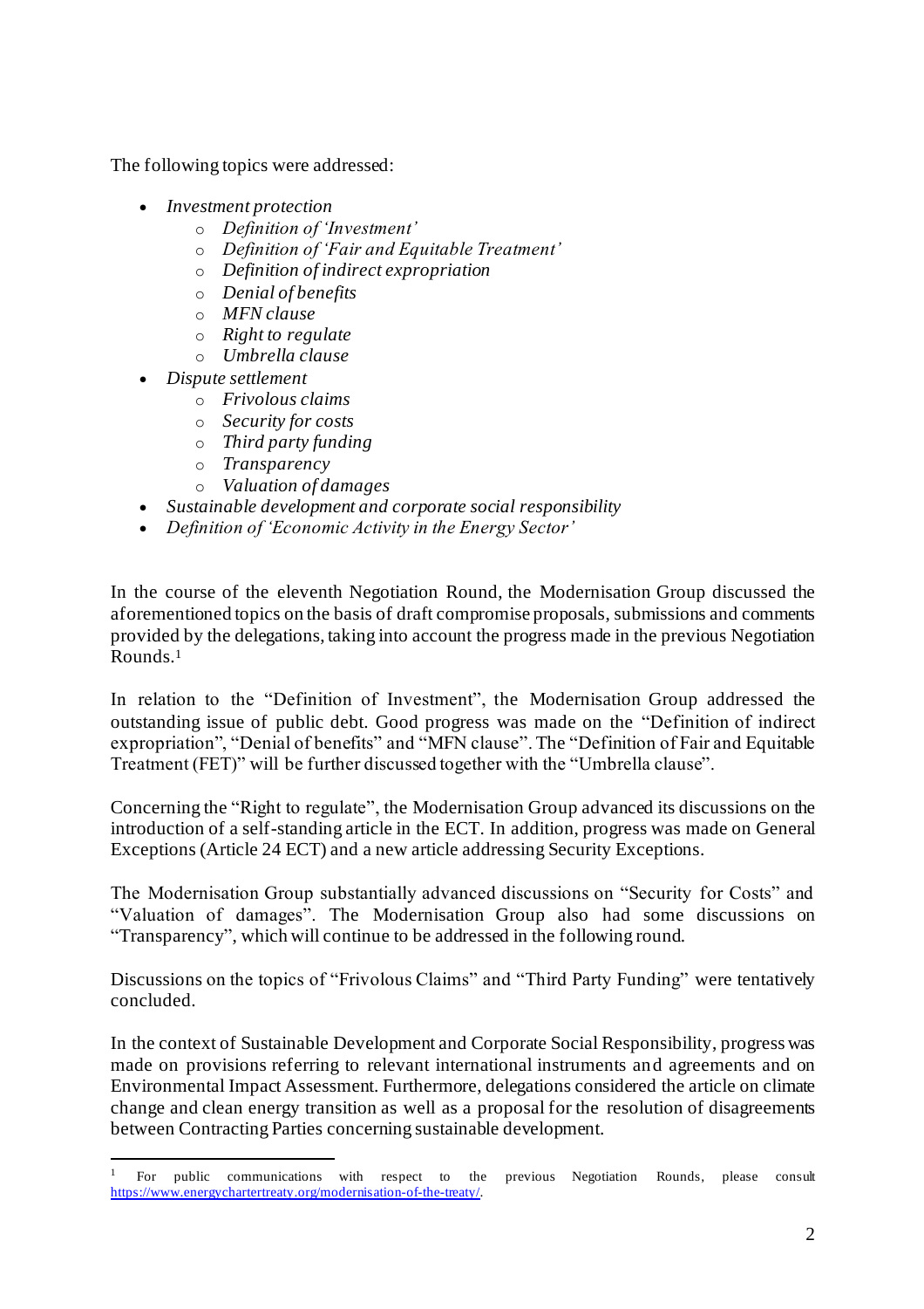The following topics were addressed:

- *Investment protection*
    - *Definition of 'Investment'*
    - *Definition of 'Fair and Equitable Treatment'*
    - *Definition of indirect expropriation*
    - *Denial of benefits*
    - *MFN clause*
    - *Right to regulate*
    - *Umbrella clause*
- *Dispute settlement*
    - *Frivolous claims*
    - *Security for costs*
    - *Third party funding*
    - *Transparency*
    - *Valuation of damages*
- *Sustainable development and corporate social responsibility*
- *Definition of 'Economic Activity in the Energy Sector'*

In the course of the eleventh Negotiation Round, the Modernisation Group discussed the aforementioned topics on the basis of draft compromise proposals, submissions and comments provided by the delegations, taking into account the progress made in the previous Negotiation Rounds.[1]

In relation to the "Definition of Investment", the Modernisation Group addressed the outstanding issue of public debt. Good progress was made on the "Definition of indirect expropriation", "Denial of benefits" and "MFN clause". The "Definition of Fair and Equitable Treatment (FET)" will be further discussed together with the "Umbrella clause".

Concerning the "Right to regulate", the Modernisation Group advanced its discussions on the introduction of a self-standing article in the ECT. In addition, progress was made on General Exceptions (Article 24 ECT) and a new article addressing Security Exceptions.

The Modernisation Group substantially advanced discussions on "Security for Costs" and "Valuation of damages". The Modernisation Group also had some discussions on "Transparency", which will continue to be addressed in the following round.

Discussions on the topics of "Frivolous Claims" and "Third Party Funding" were tentatively concluded.

In the context of Sustainable Development and Corporate Social Responsibility, progress was made on provisions referring to relevant international instruments and agreements and on Environmental Impact Assessment. Furthermore, delegations considered the article on climate change and clean energy transition as well as a proposal for the resolution of disagreements between Contracting Parties concerning sustainable development.

---

[1] For public communications with respect to the previous Negotiation Rounds, please consult https://www.energychartertreaty.org/modernisation-of-the-treaty/.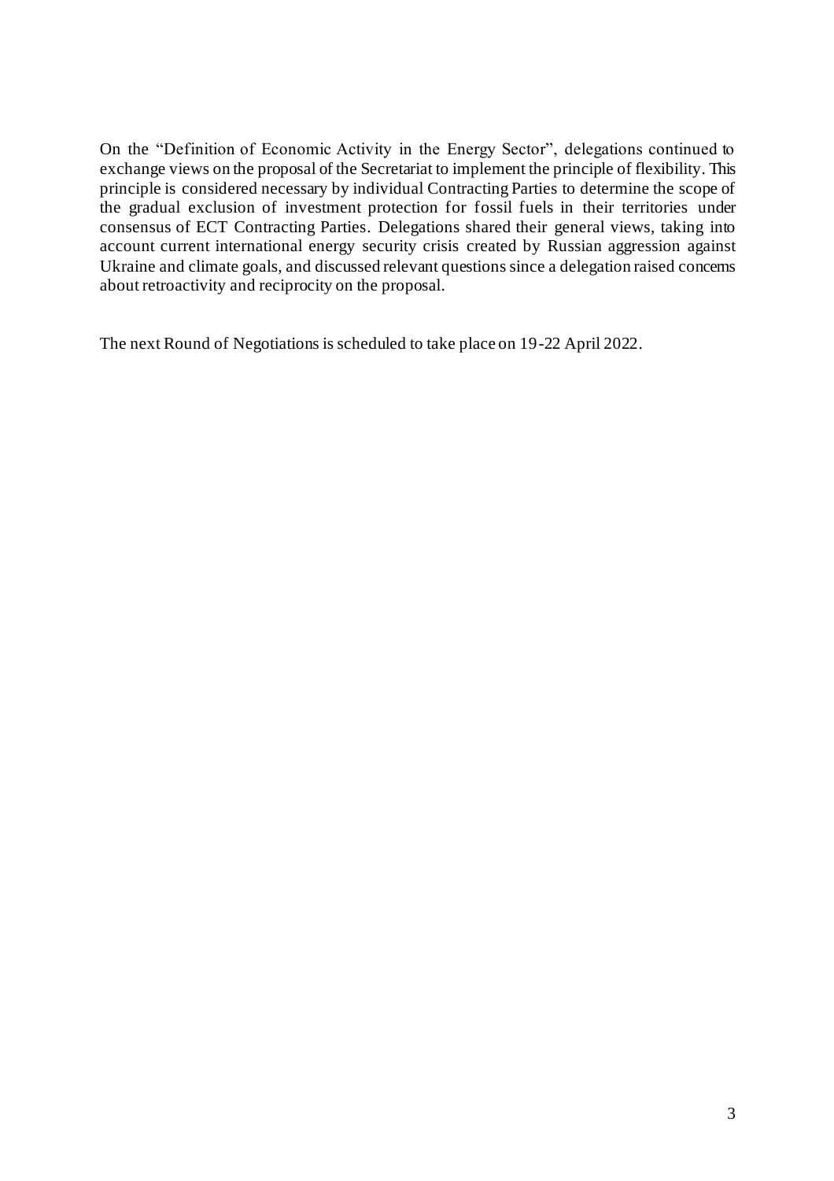On the "Definition of Economic Activity in the Energy Sector", delegations continued to exchange views on the proposal of the Secretariat to implement the principle of flexibility. This principle is considered necessary by individual Contracting Parties to determine the scope of the gradual exclusion of investment protection for fossil fuels in their territories under consensus of ECT Contracting Parties. Delegations shared their general views, taking into account current international energy security crisis created by Russian aggression against Ukraine and climate goals, and discussed relevant questions since a delegation raised concerns about retroactivity and reciprocity on the proposal.

The next Round of Negotiations is scheduled to take place on 19-22 April 2022.